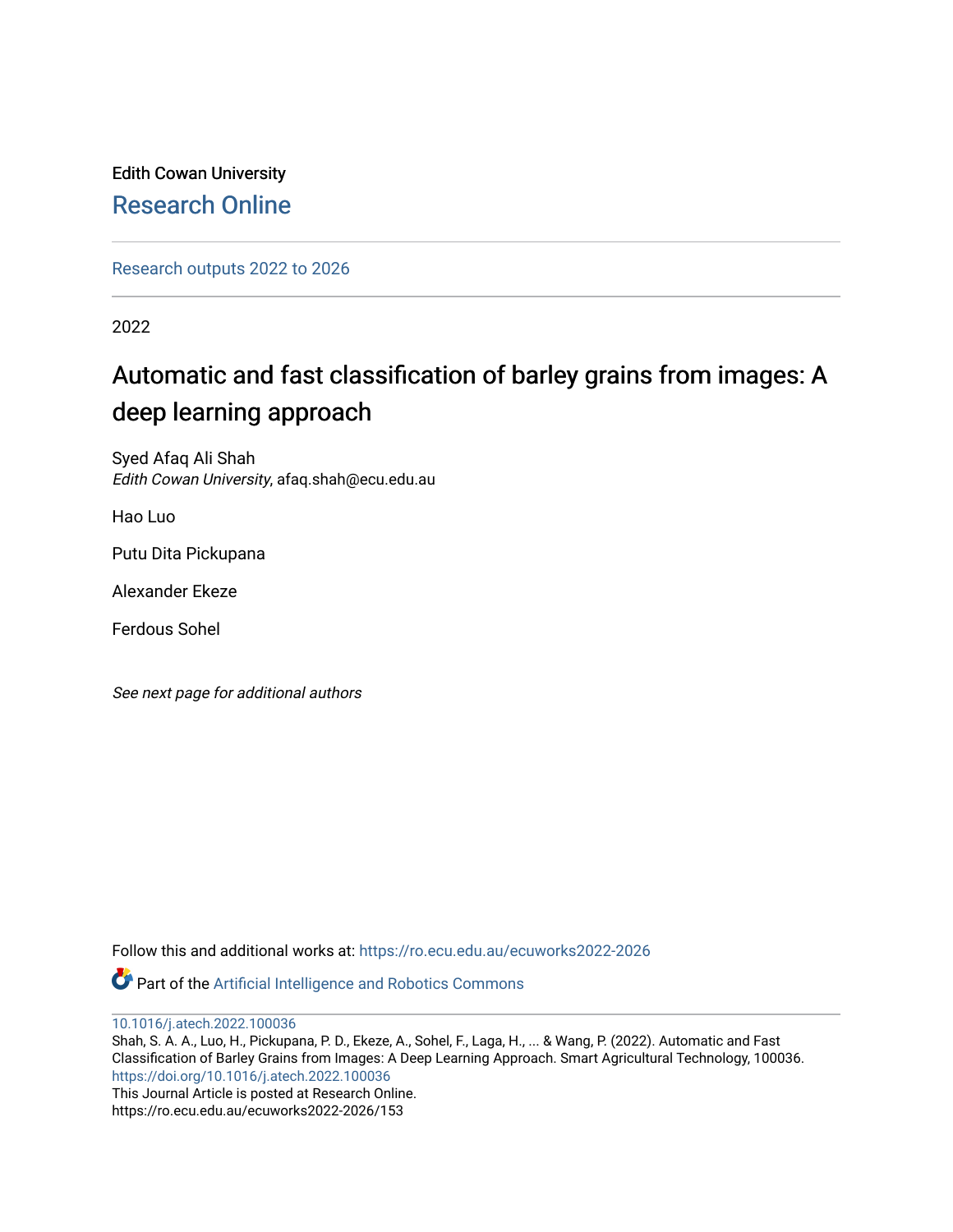Edith Cowan University

# Research Online

Research outputs 2022 to 2026

2022

## Automatic and fast classification of barley grains from images: A deep learning approach

Syed Afaq Ali Shah
*Edith Cowan University*, afaq.shah@ecu.edu.au

Hao Luo

Putu Dita Pickupana

Alexander Ekeze

Ferdous Sohel

*See next page for additional authors*

Follow this and additional works at: https://ro.ecu.edu.au/ecuworks2022-2026

Part of the Artificial Intelligence and Robotics Commons

10.1016/j.atech.2022.100036
Shah, S. A. A., Luo, H., Pickupana, P. D., Ekeze, A., Sohel, F., Laga, H., ... & Wang, P. (2022). Automatic and Fast Classification of Barley Grains from Images: A Deep Learning Approach. Smart Agricultural Technology, 100036.
https://doi.org/10.1016/j.atech.2022.100036
This Journal Article is posted at Research Online.
https://ro.ecu.edu.au/ecuworks2022-2026/153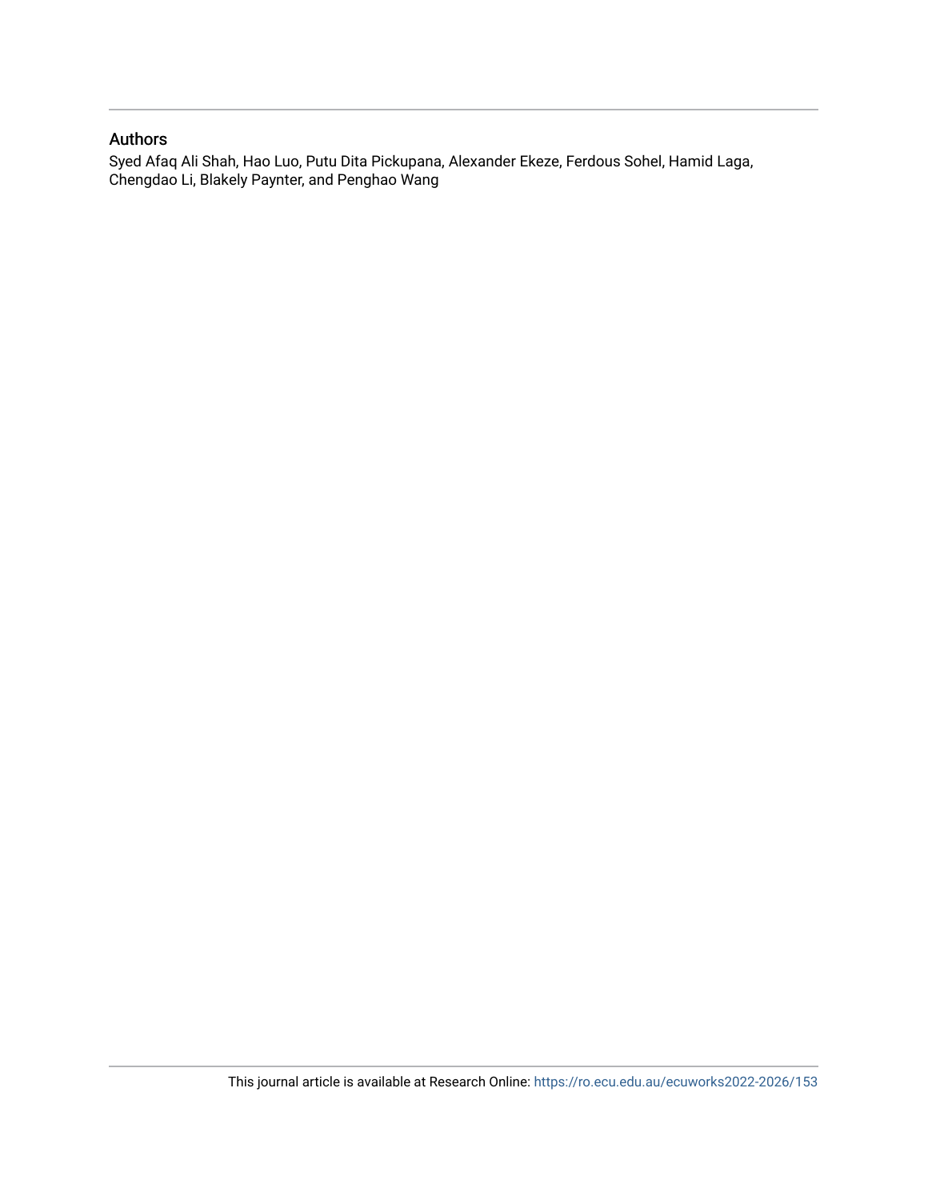## Authors

Syed Afaq Ali Shah, Hao Luo, Putu Dita Pickupana, Alexander Ekeze, Ferdous Sohel, Hamid Laga, Chengdao Li, Blakely Paynter, and Penghao Wang

This journal article is available at Research Online: https://ro.ecu.edu.au/ecuworks2022-2026/153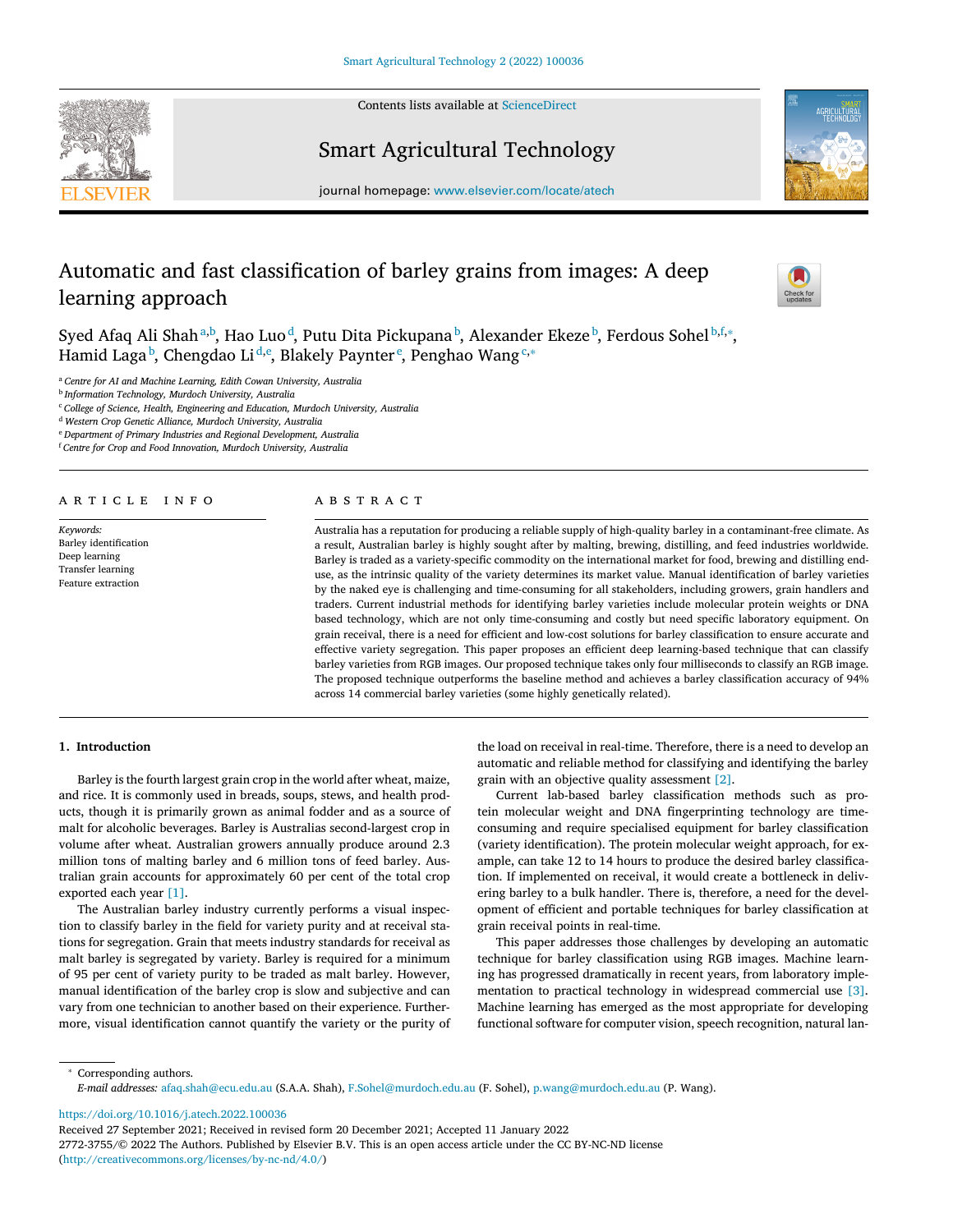# Automatic and fast classification of barley grains from images: A deep learning approach

Syed Afaq Ali Shah [a,b], Hao Luo [d], Putu Dita Pickupana [b], Alexander Ekeze [b], Ferdous Sohel [b,f,*], Hamid Laga [b], Chengdao Li [d,e], Blakely Paynter [e], Penghao Wang [c,*]

[a] Centre for AI and Machine Learning, Edith Cowan University, Australia
[b] Information Technology, Murdoch University, Australia
[c] College of Science, Health, Engineering and Education, Murdoch University, Australia
[d] Western Crop Genetic Alliance, Murdoch University, Australia
[e] Department of Primary Industries and Regional Development, Australia
[f] Centre for Crop and Food Innovation, Murdoch University, Australia

## ARTICLE INFO

*Keywords:*
Barley identification
Deep learning
Transfer learning
Feature extraction

## ABSTRACT

Australia has a reputation for producing a reliable supply of high-quality barley in a contaminant-free climate. As a result, Australian barley is highly sought after by malting, brewing, distilling, and feed industries worldwide. Barley is traded as a variety-specific commodity on the international market for food, brewing and distilling end-use, as the intrinsic quality of the variety determines its market value. Manual identification of barley varieties by the naked eye is challenging and time-consuming for all stakeholders, including growers, grain handlers and traders. Current industrial methods for identifying barley varieties include molecular protein weights or DNA based technology, which are not only time-consuming and costly but need specific laboratory equipment. On grain receival, there is a need for efficient and low-cost solutions for barley classification to ensure accurate and effective variety segregation. This paper proposes an efficient deep learning-based technique that can classify barley varieties from RGB images. Our proposed technique takes only four milliseconds to classify an RGB image. The proposed technique outperforms the baseline method and achieves a barley classification accuracy of 94% across 14 commercial barley varieties (some highly genetically related).

## 1. Introduction

Barley is the fourth largest grain crop in the world after wheat, maize, and rice. It is commonly used in breads, soups, stews, and health products, though it is primarily grown as animal fodder and as a source of malt for alcoholic beverages. Barley is Australias second-largest crop in volume after wheat. Australian growers annually produce around 2.3 million tons of malting barley and 6 million tons of feed barley. Australian grain accounts for approximately 60 per cent of the total crop exported each year [1].

The Australian barley industry currently performs a visual inspection to classify barley in the field for variety purity and at receival stations for segregation. Grain that meets industry standards for receival as malt barley is segregated by variety. Barley is required for a minimum of 95 per cent of variety purity to be traded as malt barley. However, manual identification of the barley crop is slow and subjective and can vary from one technician to another based on their experience. Furthermore, visual identification cannot quantify the variety or the purity of the load on receival in real-time. Therefore, there is a need to develop an automatic and reliable method for classifying and identifying the barley grain with an objective quality assessment [2].

Current lab-based barley classification methods such as protein molecular weight and DNA fingerprinting technology are time-consuming and require specialised equipment for barley classification (variety identification). The protein molecular weight approach, for example, can take 12 to 14 hours to produce the desired barley classification. If implemented on receival, it would create a bottleneck in delivering barley to a bulk handler. There is, therefore, a need for the development of efficient and portable techniques for barley classification at grain receival points in real-time.

This paper addresses those challenges by developing an automatic technique for barley classification using RGB images. Machine learning has progressed dramatically in recent years, from laboratory implementation to practical technology in widespread commercial use [3]. Machine learning has emerged as the most appropriate for developing functional software for computer vision, speech recognition, natural lan-

* Corresponding authors.
*E-mail addresses:* afaq.shah@ecu.edu.au (S.A.A. Shah), F.Sohel@murdoch.edu.au (F. Sohel), p.wang@murdoch.edu.au (P. Wang).

https://doi.org/10.1016/j.atech.2022.100036
Received 27 September 2021; Received in revised form 20 December 2021; Accepted 11 January 2022
2772-3755/© 2022 The Authors. Published by Elsevier B.V. This is an open access article under the CC BY-NC-ND license (http://creativecommons.org/licenses/by-nc-nd/4.0/)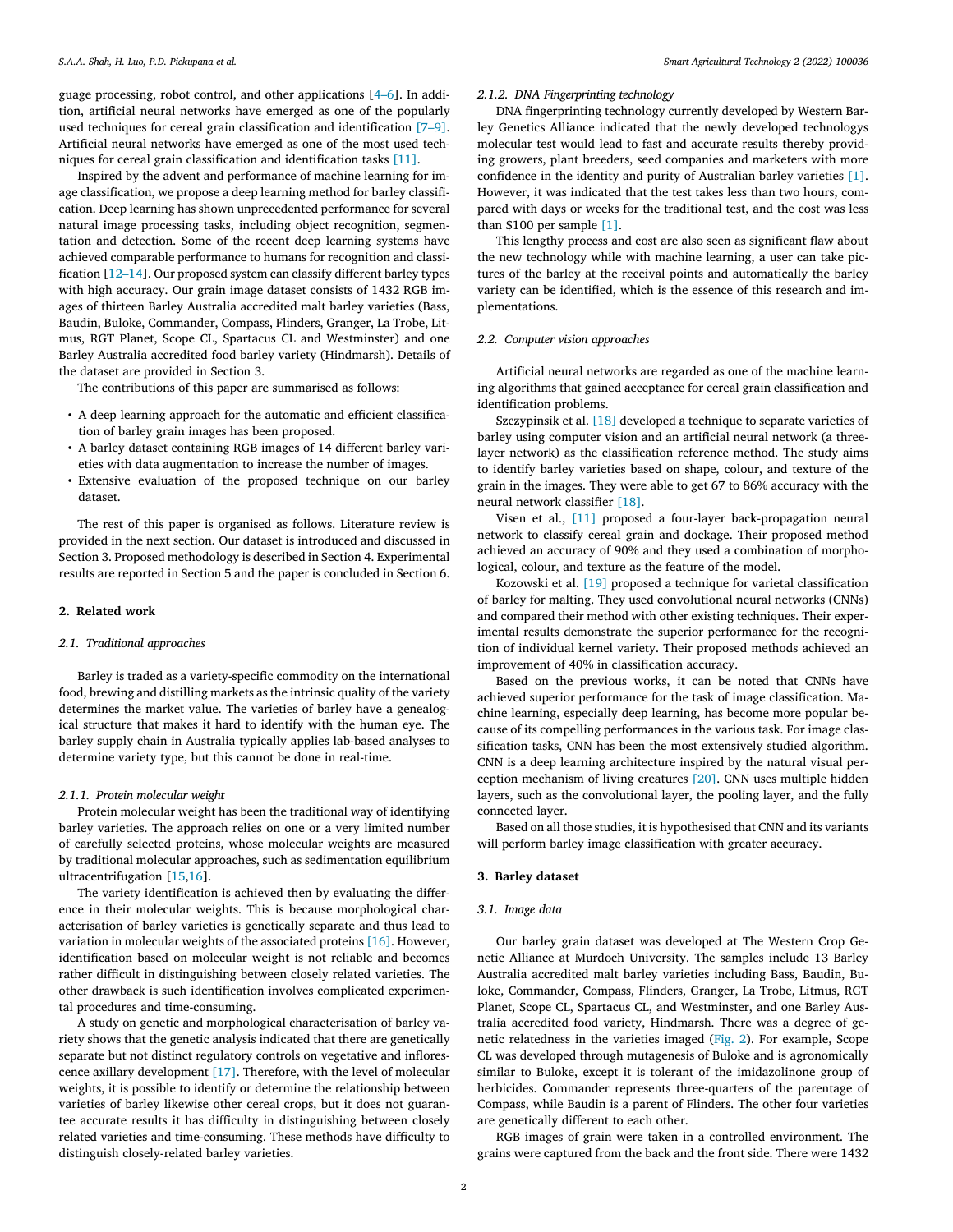guage processing, robot control, and other applications [4–6]. In addition, artificial neural networks have emerged as one of the popularly used techniques for cereal grain classification and identification [7–9]. Artificial neural networks have emerged as one of the most used techniques for cereal grain classification and identification tasks [11].

Inspired by the advent and performance of machine learning for image classification, we propose a deep learning method for barley classification. Deep learning has shown unprecedented performance for several natural image processing tasks, including object recognition, segmentation and detection. Some of the recent deep learning systems have achieved comparable performance to humans for recognition and classification [12–14]. Our proposed system can classify different barley types with high accuracy. Our grain image dataset consists of 1432 RGB images of thirteen Barley Australia accredited malt barley varieties (Bass, Baudin, Buloke, Commander, Compass, Flinders, Granger, La Trobe, Litmus, RGT Planet, Scope CL, Spartacus CL and Westminster) and one Barley Australia accredited food barley variety (Hindmarsh). Details of the dataset are provided in Section 3.

The contributions of this paper are summarised as follows:

- A deep learning approach for the automatic and efficient classification of barley grain images has been proposed.
- A barley dataset containing RGB images of 14 different barley varieties with data augmentation to increase the number of images.
- Extensive evaluation of the proposed technique on our barley dataset.

The rest of this paper is organised as follows. Literature review is provided in the next section. Our dataset is introduced and discussed in Section 3. Proposed methodology is described in Section 4. Experimental results are reported in Section 5 and the paper is concluded in Section 6.

## 2. Related work

### 2.1. Traditional approaches

Barley is traded as a variety-specific commodity on the international food, brewing and distilling markets as the intrinsic quality of the variety determines the market value. The varieties of barley have a genealogical structure that makes it hard to identify with the human eye. The barley supply chain in Australia typically applies lab-based analyses to determine variety type, but this cannot be done in real-time.

#### 2.1.1. Protein molecular weight

Protein molecular weight has been the traditional way of identifying barley varieties. The approach relies on one or a very limited number of carefully selected proteins, whose molecular weights are measured by traditional molecular approaches, such as sedimentation equilibrium ultracentrifugation [15,16].

The variety identification is achieved then by evaluating the difference in their molecular weights. This is because morphological characterisation of barley varieties is genetically separate and thus lead to variation in molecular weights of the associated proteins [16]. However, identification based on molecular weight is not reliable and becomes rather difficult in distinguishing between closely related varieties. The other drawback is such identification involves complicated experimental procedures and time-consuming.

A study on genetic and morphological characterisation of barley variety shows that the genetic analysis indicated that there are genetically separate but not distinct regulatory controls on vegetative and inflorescence axillary development [17]. Therefore, with the level of molecular weights, it is possible to identify or determine the relationship between varieties of barley likewise other cereal crops, but it does not guarantee accurate results it has difficulty in distinguishing between closely related varieties and time-consuming. These methods have difficulty to distinguish closely-related barley varieties.

#### 2.1.2. DNA Fingerprinting technology

DNA fingerprinting technology currently developed by Western Barley Genetics Alliance indicated that the newly developed technologys molecular test would lead to fast and accurate results thereby providing growers, plant breeders, seed companies and marketers with more confidence in the identity and purity of Australian barley varieties [1]. However, it was indicated that the test takes less than two hours, compared with days or weeks for the traditional test, and the cost was less than $100 per sample [1].

This lengthy process and cost are also seen as significant flaw about the new technology while with machine learning, a user can take pictures of the barley at the receival points and automatically the barley variety can be identified, which is the essence of this research and implementations.

### 2.2. Computer vision approaches

Artificial neural networks are regarded as one of the machine learning algorithms that gained acceptance for cereal grain classification and identification problems.

Szczypinsik et al. [18] developed a technique to separate varieties of barley using computer vision and an artificial neural network (a three-layer network) as the classification reference method. The study aims to identify barley varieties based on shape, colour, and texture of the grain in the images. They were able to get 67 to 86% accuracy with the neural network classifier [18].

Visen et al., [11] proposed a four-layer back-propagation neural network to classify cereal grain and dockage. Their proposed method achieved an accuracy of 90% and they used a combination of morphological, colour, and texture as the feature of the model.

Kozowski et al. [19] proposed a technique for varietal classification of barley for malting. They used convolutional neural networks (CNNs) and compared their method with other existing techniques. Their experimental results demonstrate the superior performance for the recognition of individual kernel variety. Their proposed methods achieved an improvement of 40% in classification accuracy.

Based on the previous works, it can be noted that CNNs have achieved superior performance for the task of image classification. Machine learning, especially deep learning, has become more popular because of its compelling performances in the various task. For image classification tasks, CNN has been the most extensively studied algorithm. CNN is a deep learning architecture inspired by the natural visual perception mechanism of living creatures [20]. CNN uses multiple hidden layers, such as the convolutional layer, the pooling layer, and the fully connected layer.

Based on all those studies, it is hypothesised that CNN and its variants will perform barley image classification with greater accuracy.

## 3. Barley dataset

### 3.1. Image data

Our barley grain dataset was developed at The Western Crop Genetic Alliance at Murdoch University. The samples include 13 Barley Australia accredited malt barley varieties including Bass, Baudin, Buloke, Commander, Compass, Flinders, Granger, La Trobe, Litmus, RGT Planet, Scope CL, Spartacus CL, and Westminster, and one Barley Australia accredited food variety, Hindmarsh. There was a degree of genetic relatedness in the varieties imaged (Fig. 2). For example, Scope CL was developed through mutagenesis of Buloke and is agronomically similar to Buloke, except it is tolerant of the imidazolinone group of herbicides. Commander represents three-quarters of the parentage of Compass, while Baudin is a parent of Flinders. The other four varieties are genetically different to each other.

RGB images of grain were taken in a controlled environment. The grains were captured from the back and the front side. There were 1432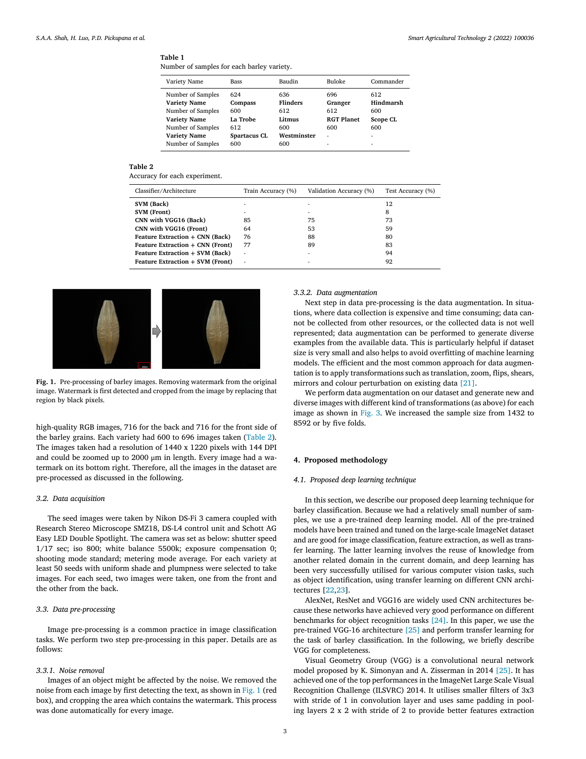**Table 1**
Number of samples for each barley variety.

| Variety Name | Bass | Baudin | Buloke | Commander |
|---|---|---|---|---|
| Number of Samples | 624 | 636 | 696 | 612 |
| **Variety Name** | **Compass** | **Flinders** | **Granger** | **Hindmarsh** |
| Number of Samples | 600 | 612 | 612 | 600 |
| **Variety Name** | **La Trobe** | **Litmus** | **RGT Planet** | **Scope CL** |
| Number of Samples | 612 | 600 | 600 | 600 |
| **Variety Name** | **Spartacus CL** | **Westminster** | - | - |
| Number of Samples | 600 | 600 | - | - |

**Table 2**
Accuracy for each experiment.

| Classifier/Architecture | Train Accuracy (%) | Validation Accuracy (%) | Test Accuracy (%) |
|---|---|---|---|
| **SVM (Back)** | - | - | 12 |
| **SVM (Front)** | - | - | 8 |
| **CNN with VGG16 (Back)** | 85 | 75 | 73 |
| **CNN with VGG16 (Front)** | 64 | 53 | 59 |
| **Feature Extraction + CNN (Back)** | 76 | 88 | 80 |
| **Feature Extraction + CNN (Front)** | 77 | 89 | 83 |
| **Feature Extraction + SVM (Back)** | - | - | 94 |
| **Feature Extraction + SVM (Front)** | - | - | 92 |

**Fig. 1.** Pre-processing of barley images. Removing watermark from the original image. Watermark is first detected and cropped from the image by replacing that region by black pixels.

high-quality RGB images, 716 for the back and 716 for the front side of the barley grains. Each variety had 600 to 696 images taken (Table 2). The images taken had a resolution of 1440 x 1220 pixels with 144 DPI and could be zoomed up to 2000 μm in length. Every image had a watermark on its bottom right. Therefore, all the images in the dataset are pre-processed as discussed in the following.

### 3.2. Data acquisition

The seed images were taken by Nikon DS-Fi 3 camera coupled with Research Stereo Microscope SMZ18, DS-L4 control unit and Schott AG Easy LED Double Spotlight. The camera was set as below: shutter speed 1/17 sec; iso 800; white balance 5500k; exposure compensation 0; shooting mode standard; metering mode average. For each variety at least 50 seeds with uniform shade and plumpness were selected to take images. For each seed, two images were taken, one from the front and the other from the back.

### 3.3. Data pre-processing

Image pre-processing is a common practice in image classification tasks. We perform two step pre-processing in this paper. Details are as follows:

#### 3.3.1. Noise removal

Images of an object might be affected by the noise. We removed the noise from each image by first detecting the text, as shown in Fig. 1 (red box), and cropping the area which contains the watermark. This process was done automatically for every image.

#### 3.3.2. Data augmentation

Next step in data pre-processing is the data augmentation. In situations, where data collection is expensive and time consuming; data cannot be collected from other resources, or the collected data is not well represented; data augmentation can be performed to generate diverse examples from the available data. This is particularly helpful if dataset size is very small and also helps to avoid overfitting of machine learning models. The efficient and the most common approach for data augmentation is to apply transformations such as translation, zoom, flips, shears, mirrors and colour perturbation on existing data [21].

We perform data augmentation on our dataset and generate new and diverse images with different kind of transformations (as above) for each image as shown in Fig. 3. We increased the sample size from 1432 to 8592 or by five folds.

## 4. Proposed methodology

### 4.1. Proposed deep learning technique

In this section, we describe our proposed deep learning technique for barley classification. Because we had a relatively small number of samples, we use a pre-trained deep learning model. All of the pre-trained models have been trained and tuned on the large-scale ImageNet dataset and are good for image classification, feature extraction, as well as transfer learning. The latter learning involves the reuse of knowledge from another related domain in the current domain, and deep learning has been very successfully utilised for various computer vision tasks, such as object identification, using transfer learning on different CNN architectures [22,23].

AlexNet, ResNet and VGG16 are widely used CNN architectures because these networks have achieved very good performance on different benchmarks for object recognition tasks [24]. In this paper, we use the pre-trained VGG-16 architecture [25] and perform transfer learning for the task of barley classification. In the following, we briefly describe VGG for completeness.

Visual Geometry Group (VGG) is a convolutional neural network model proposed by K. Simonyan and A. Zisserman in 2014 [25]. It has achieved one of the top performances in the ImageNet Large Scale Visual Recognition Challenge (ILSVRC) 2014. It utilises smaller filters of 3x3 with stride of 1 in convolution layer and uses same padding in pooling layers 2 x 2 with stride of 2 to provide better features extraction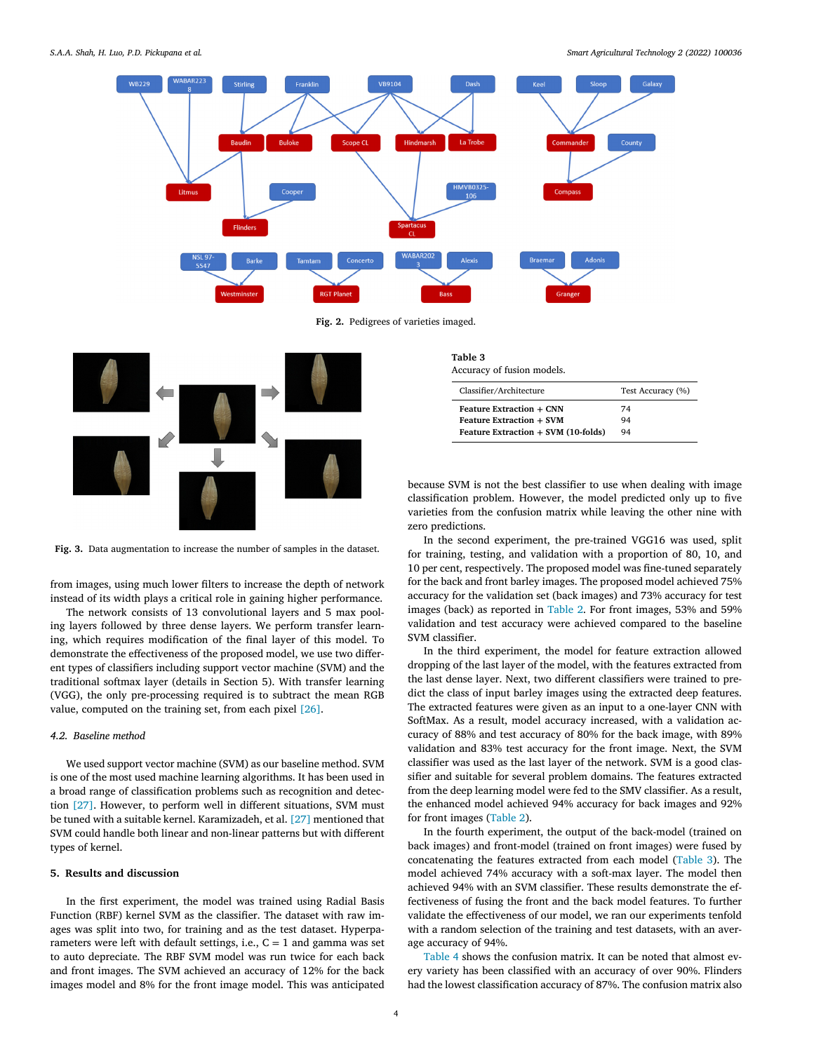Fig. 2. Pedigrees of varieties imaged.

Fig. 3. Data augmentation to increase the number of samples in the dataset.

from images, using much lower filters to increase the depth of network instead of its width plays a critical role in gaining higher performance.

The network consists of 13 convolutional layers and 5 max pooling layers followed by three dense layers. We perform transfer learning, which requires modification of the final layer of this model. To demonstrate the effectiveness of the proposed model, we use two different types of classifiers including support vector machine (SVM) and the traditional softmax layer (details in Section 5). With transfer learning (VGG), the only pre-processing required is to subtract the mean RGB value, computed on the training set, from each pixel [26].

### 4.2. Baseline method

We used support vector machine (SVM) as our baseline method. SVM is one of the most used machine learning algorithms. It has been used in a broad range of classification problems such as recognition and detection [27]. However, to perform well in different situations, SVM must be tuned with a suitable kernel. Karamizadeh, et al. [27] mentioned that SVM could handle both linear and non-linear patterns but with different types of kernel.

## 5. Results and discussion

In the first experiment, the model was trained using Radial Basis Function (RBF) kernel SVM as the classifier. The dataset with raw images was split into two, for training and as the test dataset. Hyperparameters were left with default settings, i.e., C = 1 and gamma was set to auto depreciate. The RBF SVM model was run twice for each back and front images. The SVM achieved an accuracy of 12% for the back images model and 8% for the front image model. This was anticipated because SVM is not the best classifier to use when dealing with image classification problem. However, the model predicted only up to five varieties from the confusion matrix while leaving the other nine with zero predictions.

**Table 3**
Accuracy of fusion models.

| Classifier/Architecture | Test Accuracy (%) |
|---|---|
| **Feature Extraction + CNN** | 74 |
| **Feature Extraction + SVM** | 94 |
| **Feature Extraction + SVM (10-folds)** | 94 |

In the second experiment, the pre-trained VGG16 was used, split for training, testing, and validation with a proportion of 80, 10, and 10 per cent, respectively. The proposed model was fine-tuned separately for the back and front barley images. The proposed model achieved 75% accuracy for the validation set (back images) and 73% accuracy for test images (back) as reported in Table 2. For front images, 53% and 59% validation and test accuracy were achieved compared to the baseline SVM classifier.

In the third experiment, the model for feature extraction allowed dropping of the last layer of the model, with the features extracted from the last dense layer. Next, two different classifiers were trained to predict the class of input barley images using the extracted deep features. The extracted features were given as an input to a one-layer CNN with SoftMax. As a result, model accuracy increased, with a validation accuracy of 88% and test accuracy of 80% for the back image, with 89% validation and 83% test accuracy for the front image. Next, the SVM classifier was used as the last layer of the network. SVM is a good classifier and suitable for several problem domains. The features extracted from the deep learning model were fed to the SMV classifier. As a result, the enhanced model achieved 94% accuracy for back images and 92% for front images (Table 2).

In the fourth experiment, the output of the back-model (trained on back images) and front-model (trained on front images) were fused by concatenating the features extracted from each model (Table 3). The model achieved 74% accuracy with a soft-max layer. The model then achieved 94% with an SVM classifier. These results demonstrate the effectiveness of fusing the front and the back model features. To further validate the effectiveness of our model, we ran our experiments tenfold with a random selection of the training and test datasets, with an average accuracy of 94%.

Table 4 shows the confusion matrix. It can be noted that almost every variety has been classified with an accuracy of over 90%. Flinders had the lowest classification accuracy of 87%. The confusion matrix also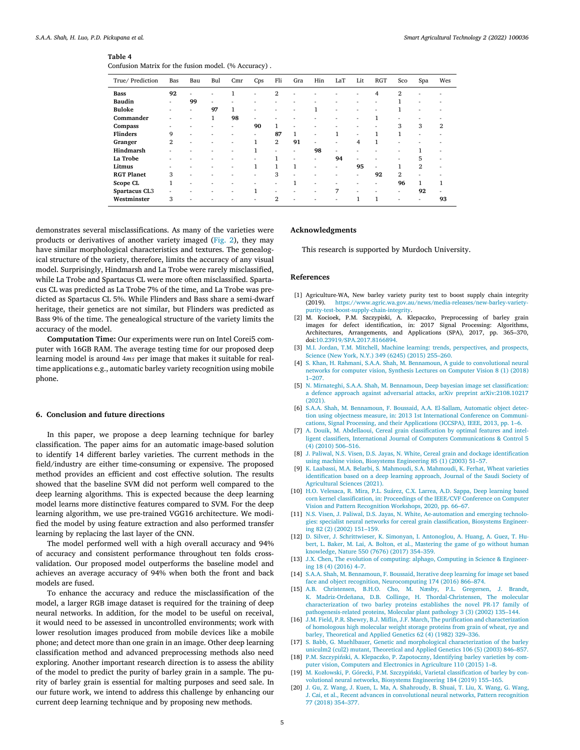**Table 4**
Confusion Matrix for the fusion model. (% Accuracy) .

| True/ Prediction | Bas | Bau | Bul | Cmr | Cps | Fli | Gra | Hin | LaT | Lit | RGT | Sco | Spa | Wes |
|---|---|---|---|---|---|---|---|---|---|---|---|---|---|---|
| **Bass** | **92** | - | - | 1 | - | 2 | - | - | - | - | 4 | 2 | - | - |
| **Baudin** | - | **99** | - | - | - | - | - | - | - | - | - | 1 | - | - |
| **Buloke** | - | - | **97** | 1 | - | - | - | 1 | - | - | - | 1 | - | - |
| **Commander** | - | - | 1 | **98** | - | - | - | - | - | - | 1 | - | - | - |
| **Compass** | - | - | - | - | **90** | 1 | - | - | - | - | - | 3 | 3 | 2 |
| **Flinders** | 9 | - | - | - | - | **87** | 1 | - | 1 | - | 1 | 1 | - | - |
| **Granger** | 2 | - | - | - | 1 | 2 | **91** | - | - | 4 | 1 | - | - | - |
| **Hindmarsh** | - | - | - | - | 1 | - | - | **98** | - | - | - | - | 1 | - |
| **La Trobe** | - | - | - | - | - | 1 | - | - | **94** | - | - | - | 5 | - |
| **Litmus** | - | - | - | - | 1 | 1 | 1 | - | - | **95** | - | 1 | 2 | - |
| **RGT Planet** | 3 | - | - | - | - | 3 | - | - | - | - | **92** | 2 | - | - |
| **Scope CL** | 1 | - | - | - | - | - | 1 | - | - | - | - | **96** | 1 | 1 |
| **Spartacus CL3** | - | - | - | - | 1 | - | - | - | 7 | - | - | - | **92** | - |
| **Westminster** | 3 | - | - | - | - | 2 | - | - | - | 1 | 1 | - | - | **93** |

demonstrates several misclassifications. As many of the varieties were products or derivatives of another variety imaged (Fig. 2), they may have similar morphological characteristics and textures. The genealogical structure of the variety, therefore, limits the accuracy of any visual model. Surprisingly, Hindmarsh and La Trobe were rarely misclassified, while La Trobe and Spartacus CL were more often misclassified. Spartacus CL was predicted as La Trobe 7% of the time, and La Trobe was predicted as Spartacus CL 5%. While Flinders and Bass share a semi-dwarf heritage, their genetics are not similar, but Flinders was predicted as Bass 9% of the time. The genealogical structure of the variety limits the accuracy of the model.

**Computation Time:** Our experiments were run on Intel Corei5 computer with 16GB RAM. The average testing time for our proposed deep learning model is around 4*ms* per image that makes it suitable for real-time applications e.g., automatic barley variety recognition using mobile phone.

## 6. Conclusion and future directions

In this paper, we propose a deep learning technique for barley classification. The paper aims for an automatic image-based solution to identify 14 different barley varieties. The current methods in the field/industry are either time-consuming or expensive. The proposed method provides an efficient and cost effective solution. The results showed that the baseline SVM did not perform well compared to the deep learning algorithms. This is expected because the deep learning model learns more distinctive features compared to SVM. For the deep learning algorithm, we use pre-trained VGG16 architecture. We modified the model by using feature extraction and also performed transfer learning by replacing the last layer of the CNN.

The model performed well with a high overall accuracy and 94% of accuracy and consistent performance throughout ten folds cross-validation. Our proposed model outperforms the baseline model and achieves an average accuracy of 94% when both the front and back models are fused.

To enhance the accuracy and reduce the misclassification of the model, a larger RGB image dataset is required for the training of deep neural networks. In addition, for the model to be useful on receival, it would need to be assessed in uncontrolled environments; work with lower resolution images produced from mobile devices like a mobile phone; and detect more than one grain in an image. Other deep learning classification method and advanced preprocessing methods also need exploring. Another important research direction is to assess the ability of the model to predict the purity of barley grain in a sample. The purity of barley grain is essential for malting purposes and seed sale. In our future work, we intend to address this challenge by enhancing our current deep learning technique and by proposing new methods.

## Acknowledgments

This research is supported by Murdoch University.

## References

[1] Agriculture-WA, New barley variety purity test to boost supply chain integrity (2019). https://www.agric.wa.gov.au/news/media-releases/new-barley-variety-purity-test-boost-supply-chain-integrity.

[2] M. Kocioek, P.M. Szczypiski, A. Klepaczko, Preprocessing of barley grain images for defect identification, in: 2017 Signal Processing: Algorithms, Architectures, Arrangements, and Applications (SPA), 2017, pp. 365–370, doi:10.23919/SPA.2017.8166894.

[3] M.I. Jordan, T.M. Mitchell, Machine learning: trends, perspectives, and prospects, Science (New York, N.Y.) 349 (6245) (2015) 255–260.

[4] S. Khan, H. Rahmani, S.A.A. Shah, M. Bennamoun, A guide to convolutional neural networks for computer vision, Synthesis Lectures on Computer Vision 8 (1) (2018) 1–207.

[5] N. Mirnateghi, S.A.A. Shah, M. Bennamoun, Deep bayesian image set classification: a defence approach against adversarial attacks, arXiv preprint arXiv:2108.10217 (2021).

[6] S.A.A. Shah, M. Bennamoun, F. Boussaid, A.A. El-Sallam, Automatic object detection using objectness measure, in: 2013 1st International Conference on Communications, Signal Processing, and their Applications (ICCSPA), IEEE, 2013, pp. 1–6.

[7] A. Douik, M. Abdellaoui, Cereal grain classification by optimal features and intelligent classifiers, International Journal of Computers Communications & Control 5 (4) (2010) 506–516.

[8] J. Paliwal, N.S. Visen, D.S. Jayas, N. White, Cereal grain and dockage identification using machine vision, Biosystems Engineering 85 (1) (2003) 51–57.

[9] K. Laabassi, M.A. Belarbi, S. Mahmoudi, S.A. Mahmoudi, K. Ferhat, Wheat varieties identification based on a deep learning approach, Journal of the Saudi Society of Agricultural Sciences (2021).

[10] H.O. Velesaca, R. Mira, P.L. Suárez, C.X. Larrea, A.D. Sappa, Deep learning based corn kernel classification, in: Proceedings of the IEEE/CVF Conference on Computer Vision and Pattern Recognition Workshops, 2020, pp. 66–67.

[11] N.S. Visen, J. Paliwal, D.S. Jayas, N. White, Ae-automation and emerging technologies: specialist neural networks for cereal grain classification, Biosystems Engineering 82 (2) (2002) 151–159.

[12] D. Silver, J. Schrittwieser, K. Simonyan, I. Antonoglou, A. Huang, A. Guez, T. Hubert, L. Baker, M. Lai, A. Bolton, et al., Mastering the game of go without human knowledge, Nature 550 (7676) (2017) 354–359.

[13] J.X. Chen, The evolution of computing: alphago, Computing in Science & Engineering 18 (4) (2016) 4–7.

[14] S.A.A. Shah, M. Bennamoun, F. Boussaid, Iterative deep learning for image set based face and object recognition, Neurocomputing 174 (2016) 866–874.

[15] A.B. Christensen, B.H.O. Cho, M. Næsby, P.L. Gregersen, J. Brandt, K. Madriz-Ordeñana, D.B. Collinge, H. Thordal-Christensen, The molecular characterization of two barley proteins establishes the novel PR-17 family of pathogenesis-related proteins, Molecular plant pathology 3 (3) (2002) 135–144.

[16] J.M. Field, P.R. Shewry, B.J. Miflin, J.F. March, The purification and characterization of homologous high molecular weight storage proteins from grain of wheat, rye and barley, Theoretical and Applied Genetics 62 (4) (1982) 329–336.

[17] S. Babb, G. Muehlbauer, Genetic and morphological characterization of the barley uniculm2 (cul2) mutant, Theoretical and Applied Genetics 106 (5) (2003) 846–857.

[18] P.M. Szczypiński, A. Klepaczko, P. Zapotoczny, Identifying barley varieties by computer vision, Computers and Electronics in Agriculture 110 (2015) 1–8.

[19] M. Kozłowski, P. Górecki, P.M. Szczypiński, Varietal classification of barley by convolutional neural networks, Biosystems Engineering 184 (2019) 155–165.

[20] J. Gu, Z. Wang, J. Kuen, L. Ma, A. Shahroudy, B. Shuai, T. Liu, X. Wang, G. Wang, J. Cai, et al., Recent advances in convolutional neural networks, Pattern recognition 77 (2018) 354–377.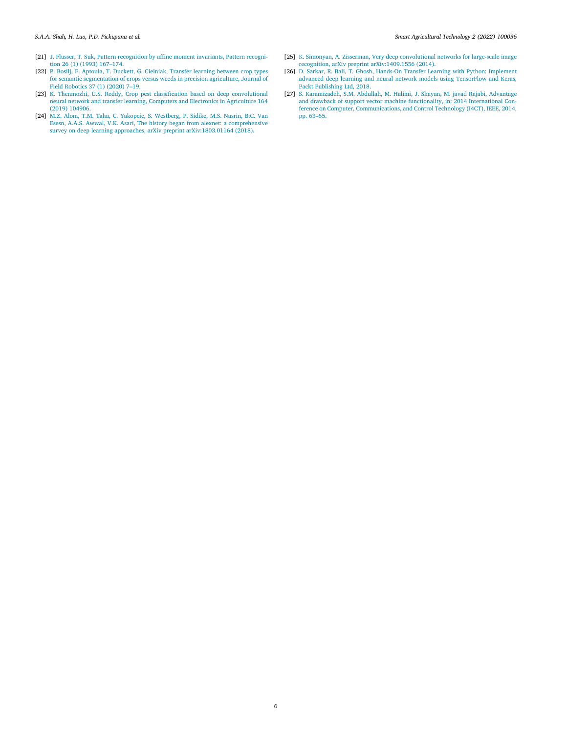[21] J. Flusser, T. Suk, Pattern recognition by affine moment invariants, Pattern recognition 26 (1) (1993) 167–174.

[22] P. Bosilj, E. Aptoula, T. Duckett, G. Cielniak, Transfer learning between crop types for semantic segmentation of crops versus weeds in precision agriculture, Journal of Field Robotics 37 (1) (2020) 7–19.

[23] K. Thenmozhi, U.S. Reddy, Crop pest classification based on deep convolutional neural network and transfer learning, Computers and Electronics in Agriculture 164 (2019) 104906.

[24] M.Z. Alom, T.M. Taha, C. Yakopcic, S. Westberg, P. Sidike, M.S. Nasrin, B.C. Van Esesn, A.A.S. Awwal, V.K. Asari, The history began from alexnet: a comprehensive survey on deep learning approaches, arXiv preprint arXiv:1803.01164 (2018).

[25] K. Simonyan, A. Zisserman, Very deep convolutional networks for large-scale image recognition, arXiv preprint arXiv:1409.1556 (2014).

[26] D. Sarkar, R. Bali, T. Ghosh, Hands-On Transfer Learning with Python: Implement advanced deep learning and neural network models using TensorFlow and Keras, Packt Publishing Ltd, 2018.

[27] S. Karamizadeh, S.M. Abdullah, M. Halimi, J. Shayan, M. javad Rajabi, Advantage and drawback of support vector machine functionality, in: 2014 International Conference on Computer, Communications, and Control Technology (I4CT), IEEE, 2014, pp. 63–65.